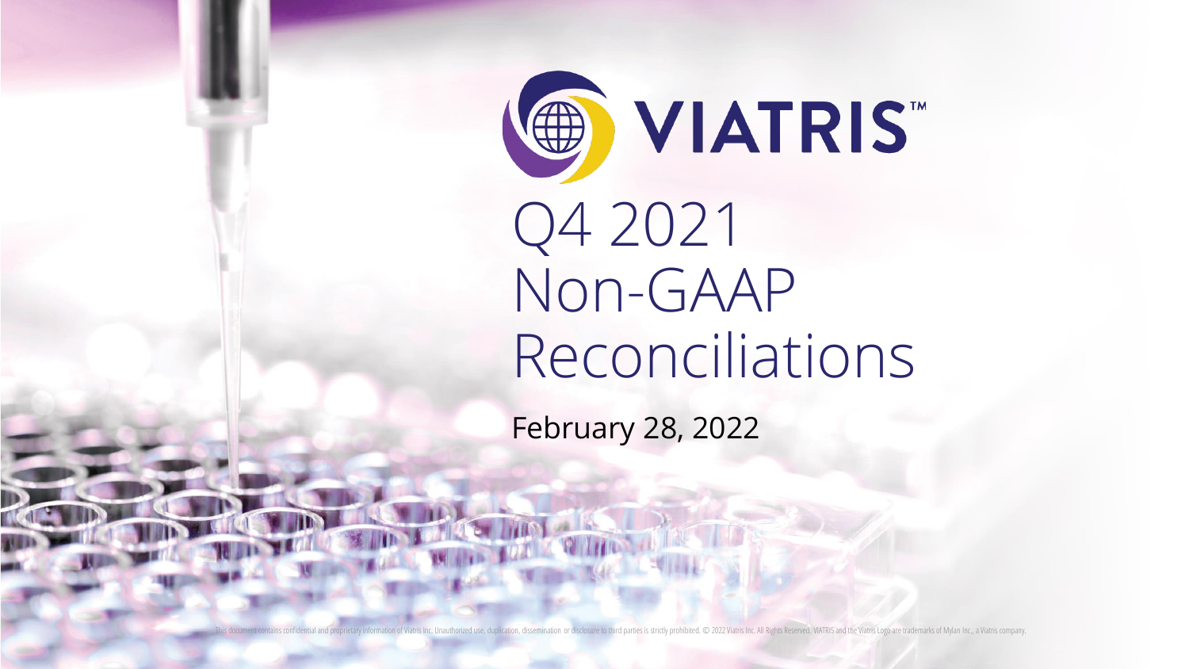# VIATRIS™

# Q4 2021 Non-GAAP Reconciliations

February 28, 2022

This document contains confidential and proprietary information of Viatris Inc. Unauthorized use, duplication, dissemination or disclosure to third parties is strictly prohibited. © 2022 Viatris Inc. All Rights Reserved. VIATRIS and the Viatris Logo are trademarks of Mylan Inc., a Viatris company.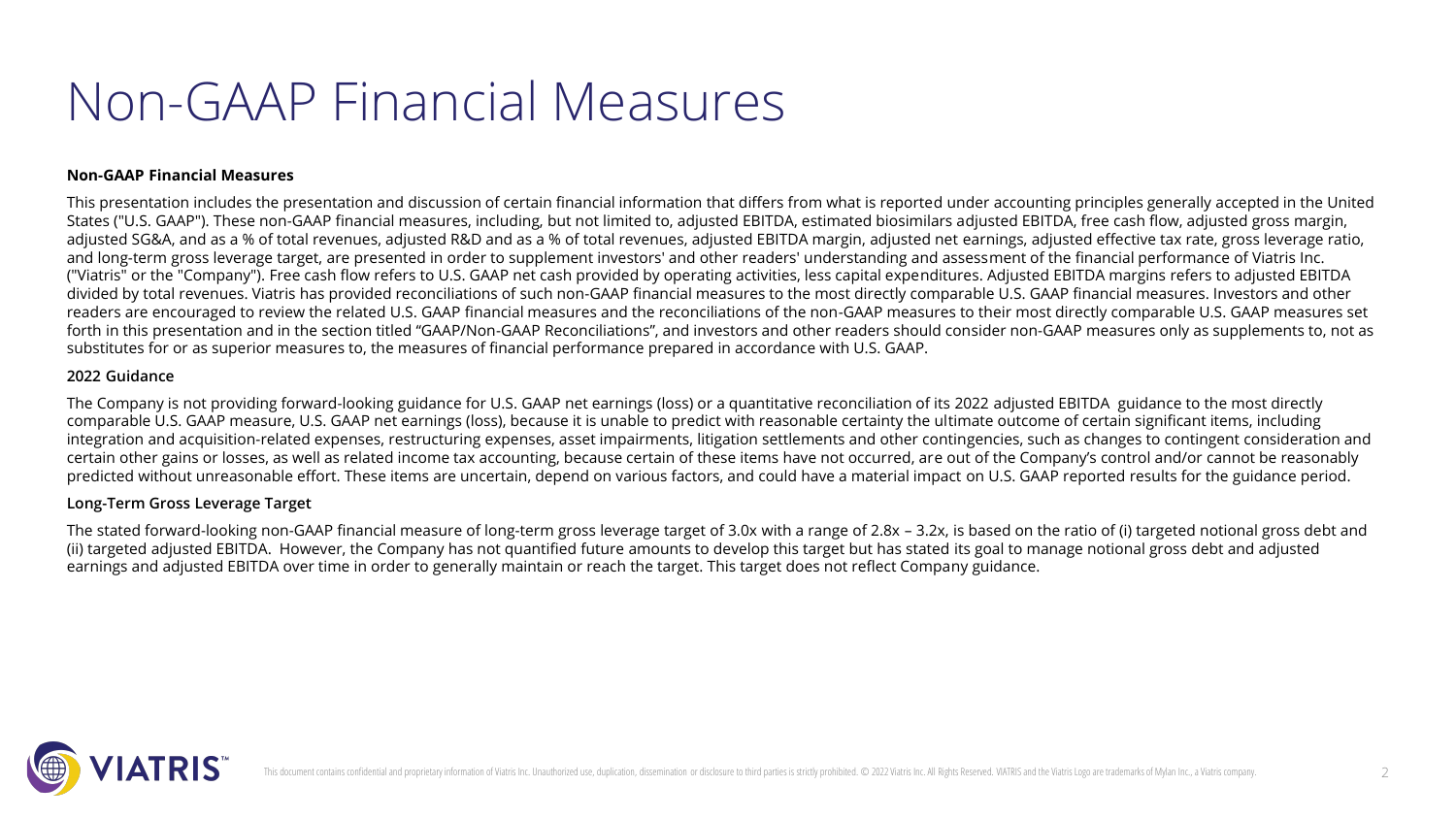# Non-GAAP Financial Measures

**Non-GAAP Financial Measures**

This presentation includes the presentation and discussion of certain financial information that differs from what is reported under accounting principles generally accepted in the United States ("U.S. GAAP"). These non-GAAP financial measures, including, but not limited to, adjusted EBITDA, estimated biosimilars adjusted EBITDA, free cash flow, adjusted gross margin, adjusted SG&A, and as a % of total revenues, adjusted R&D and as a % of total revenues, adjusted EBITDA margin, adjusted net earnings, adjusted effective tax rate, gross leverage ratio, and long-term gross leverage target, are presented in order to supplement investors' and other readers' understanding and assessment of the financial performance of Viatris Inc. ("Viatris" or the "Company"). Free cash flow refers to U.S. GAAP net cash provided by operating activities, less capital expenditures. Adjusted EBITDA margins refers to adjusted EBITDA divided by total revenues. Viatris has provided reconciliations of such non-GAAP financial measures to the most directly comparable U.S. GAAP financial measures. Investors and other readers are encouraged to review the related U.S. GAAP financial measures and the reconciliations of the non-GAAP measures to their most directly comparable U.S. GAAP measures set forth in this presentation and in the section titled "GAAP/Non-GAAP Reconciliations", and investors and other readers should consider non-GAAP measures only as supplements to, not as substitutes for or as superior measures to, the measures of financial performance prepared in accordance with U.S. GAAP.

**2022 Guidance**

The Company is not providing forward-looking guidance for U.S. GAAP net earnings (loss) or a quantitative reconciliation of its 2022 adjusted EBITDA guidance to the most directly comparable U.S. GAAP measure, U.S. GAAP net earnings (loss), because it is unable to predict with reasonable certainty the ultimate outcome of certain significant items, including integration and acquisition-related expenses, restructuring expenses, asset impairments, litigation settlements and other contingencies, such as changes to contingent consideration and certain other gains or losses, as well as related income tax accounting, because certain of these items have not occurred, are out of the Company's control and/or cannot be reasonably predicted without unreasonable effort. These items are uncertain, depend on various factors, and could have a material impact on U.S. GAAP reported results for the guidance period.

**Long-Term Gross Leverage Target**

The stated forward-looking non-GAAP financial measure of long-term gross leverage target of 3.0x with a range of 2.8x – 3.2x, is based on the ratio of (i) targeted notional gross debt and (ii) targeted adjusted EBITDA. However, the Company has not quantified future amounts to develop this target but has stated its goal to manage notional gross debt and adjusted earnings and adjusted EBITDA over time in order to generally maintain or reach the target. This target does not reflect Company guidance.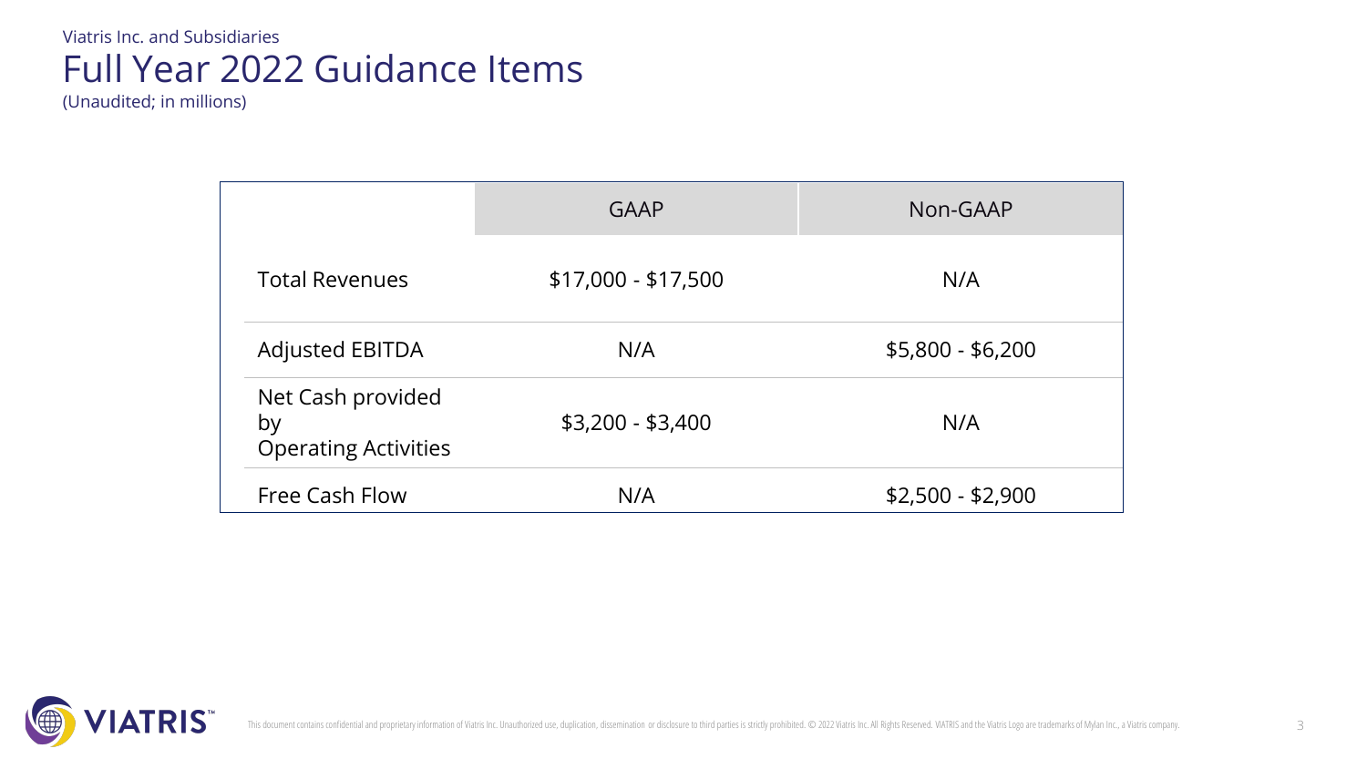Viatris Inc. and Subsidiaries

# Full Year 2022 Guidance Items

(Unaudited; in millions)

| | GAAP | Non-GAAP |
|---|---|---|
| Total Revenues | $17,000 - $17,500 | N/A |
| Adjusted EBITDA | N/A | $5,800 - $6,200 |
| Net Cash provided by Operating Activities | $3,200 - $3,400 | N/A |
| Free Cash Flow | N/A | $2,500 - $2,900 |

This document contains confidential and proprietary information of Viatris Inc. Unauthorized use, duplication, dissemination or disclosure to third parties is strictly prohibited. © 2022 Viatris Inc. All Rights Reserved. VIATRIS and the Viatris Logo are trademarks of Mylan Inc., a Viatris company.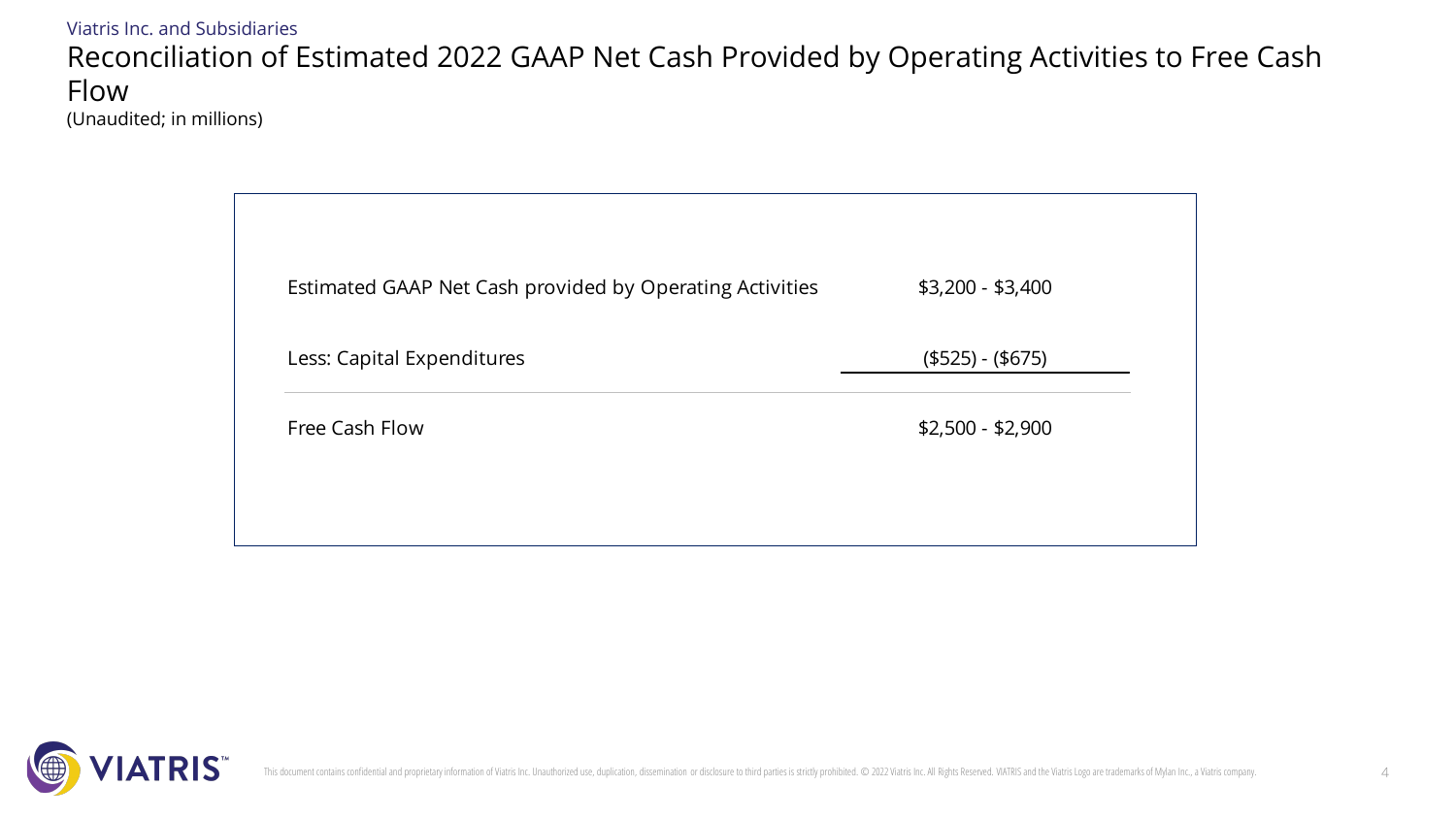Viatris Inc. and Subsidiaries

# Reconciliation of Estimated 2022 GAAP Net Cash Provided by Operating Activities to Free Cash Flow

(Unaudited; in millions)

| | |
|---|---|
| Estimated GAAP Net Cash provided by Operating Activities | $3,200 - $3,400 |
| Less: Capital Expenditures | ($525) - ($675) |
| Free Cash Flow | $2,500 - $2,900 |

This document contains confidential and proprietary information of Viatris Inc. Unauthorized use, duplication, dissemination or disclosure to third parties is strictly prohibited. © 2022 Viatris Inc. All Rights Reserved. VIATRIS and the Viatris Logo are trademarks of Mylan Inc., a Viatris company.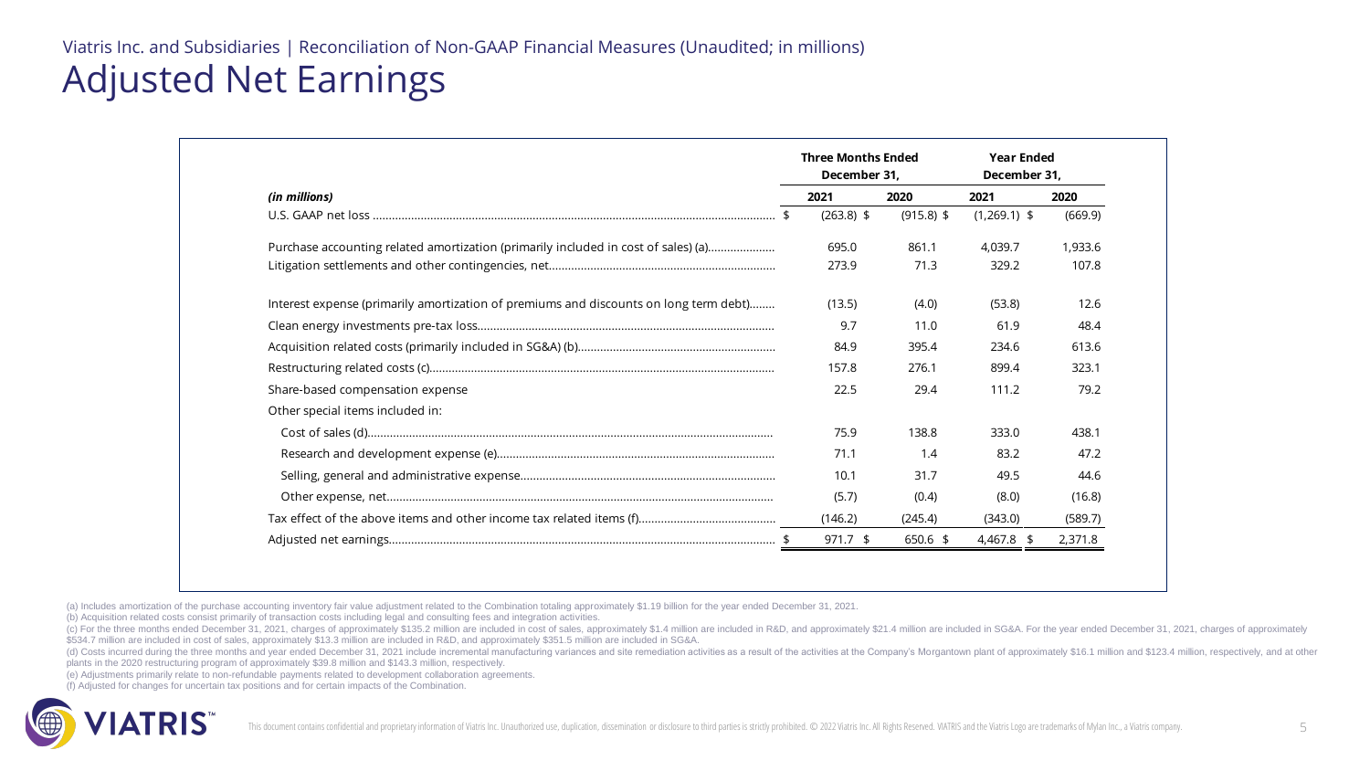Viatris Inc. and Subsidiaries | Reconciliation of Non-GAAP Financial Measures (Unaudited; in millions)

# Adjusted Net Earnings

| *(in millions)* | Three Months Ended December 31, 2021 | Three Months Ended December 31, 2020 | Year Ended December 31, 2021 | Year Ended December 31, 2020 |
|---|---|---|---|---|
| U.S. GAAP net loss | $ (263.8) | $ (915.8) | $ (1,269.1) | $ (669.9) |
| Purchase accounting related amortization (primarily included in cost of sales) (a) | 695.0 | 861.1 | 4,039.7 | 1,933.6 |
| Litigation settlements and other contingencies, net | 273.9 | 71.3 | 329.2 | 107.8 |
| Interest expense (primarily amortization of premiums and discounts on long term debt) | (13.5) | (4.0) | (53.8) | 12.6 |
| Clean energy investments pre-tax loss | 9.7 | 11.0 | 61.9 | 48.4 |
| Acquisition related costs (primarily included in SG&A) (b) | 84.9 | 395.4 | 234.6 | 613.6 |
| Restructuring related costs (c) | 157.8 | 276.1 | 899.4 | 323.1 |
| Share-based compensation expense | 22.5 | 29.4 | 111.2 | 79.2 |
| Other special items included in: | | | | |
| Cost of sales (d) | 75.9 | 138.8 | 333.0 | 438.1 |
| Research and development expense (e) | 71.1 | 1.4 | 83.2 | 47.2 |
| Selling, general and administrative expense | 10.1 | 31.7 | 49.5 | 44.6 |
| Other expense, net | (5.7) | (0.4) | (8.0) | (16.8) |
| Tax effect of the above items and other income tax related items (f) | (146.2) | (245.4) | (343.0) | (589.7) |
| Adjusted net earnings | $ 971.7 | $ 650.6 | $ 4,467.8 | $ 2,371.8 |

(a) Includes amortization of the purchase accounting inventory fair value adjustment related to the Combination totaling approximately $1.19 billion for the year ended December 31, 2021.

(b) Acquisition related costs consist primarily of transaction costs including legal and consulting fees and integration activities.

(c) For the three months ended December 31, 2021, charges of approximately $135.2 million are included in cost of sales, approximately $1.4 million are included in R&D, and approximately $21.4 million are included in SG&A. For the year ended December 31, 2021, charges of approximately $534.7 million are included in cost of sales, approximately $13.3 million are included in R&D, and approximately $351.5 million are included in SG&A.

(d) Costs incurred during the three months and year ended December 31, 2021 include incremental manufacturing variances and site remediation activities as a result of the activities at the Company's Morgantown plant of approximately $16.1 million and $123.4 million, respectively, and at other plants in the 2020 restructuring program of approximately $39.8 million and $143.3 million, respectively.

(e) Adjustments primarily relate to non-refundable payments related to development collaboration agreements.

(f) Adjusted for changes for uncertain tax positions and for certain impacts of the Combination.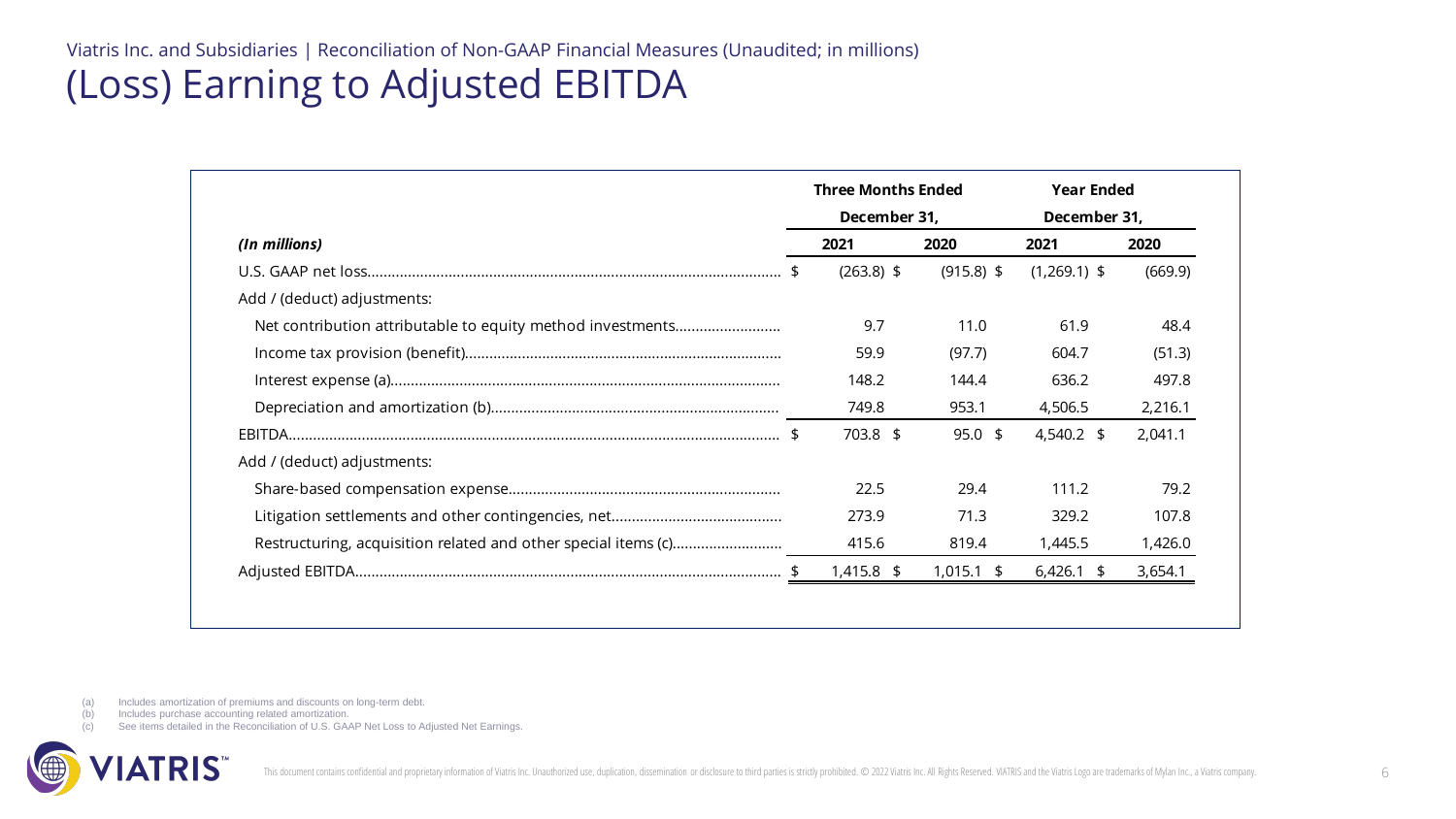Viatris Inc. and Subsidiaries | Reconciliation of Non-GAAP Financial Measures (Unaudited; in millions)

# (Loss) Earning to Adjusted EBITDA

| | Three Months Ended December 31, | | Year Ended December 31, | |
|---|---|---|---|---|
| *(In millions)* | 2021 | 2020 | 2021 | 2020 |
| U.S. GAAP net loss | $ (263.8) | $ (915.8) | $ (1,269.1) | $ (669.9) |
| Add / (deduct) adjustments: | | | | |
| Net contribution attributable to equity method investments | 9.7 | 11.0 | 61.9 | 48.4 |
| Income tax provision (benefit) | 59.9 | (97.7) | 604.7 | (51.3) |
| Interest expense (a) | 148.2 | 144.4 | 636.2 | 497.8 |
| Depreciation and amortization (b) | 749.8 | 953.1 | 4,506.5 | 2,216.1 |
| EBITDA | $ 703.8 | $ 95.0 | $ 4,540.2 | $ 2,041.1 |
| Add / (deduct) adjustments: | | | | |
| Share-based compensation expense | 22.5 | 29.4 | 111.2 | 79.2 |
| Litigation settlements and other contingencies, net | 273.9 | 71.3 | 329.2 | 107.8 |
| Restructuring, acquisition related and other special items (c) | 415.6 | 819.4 | 1,445.5 | 1,426.0 |
| Adjusted EBITDA | $ 1,415.8 | $ 1,015.1 | $ 6,426.1 | $ 3,654.1 |

(a) Includes amortization of premiums and discounts on long-term debt.
(b) Includes purchase accounting related amortization.
(c) See items detailed in the Reconciliation of U.S. GAAP Net Loss to Adjusted Net Earnings.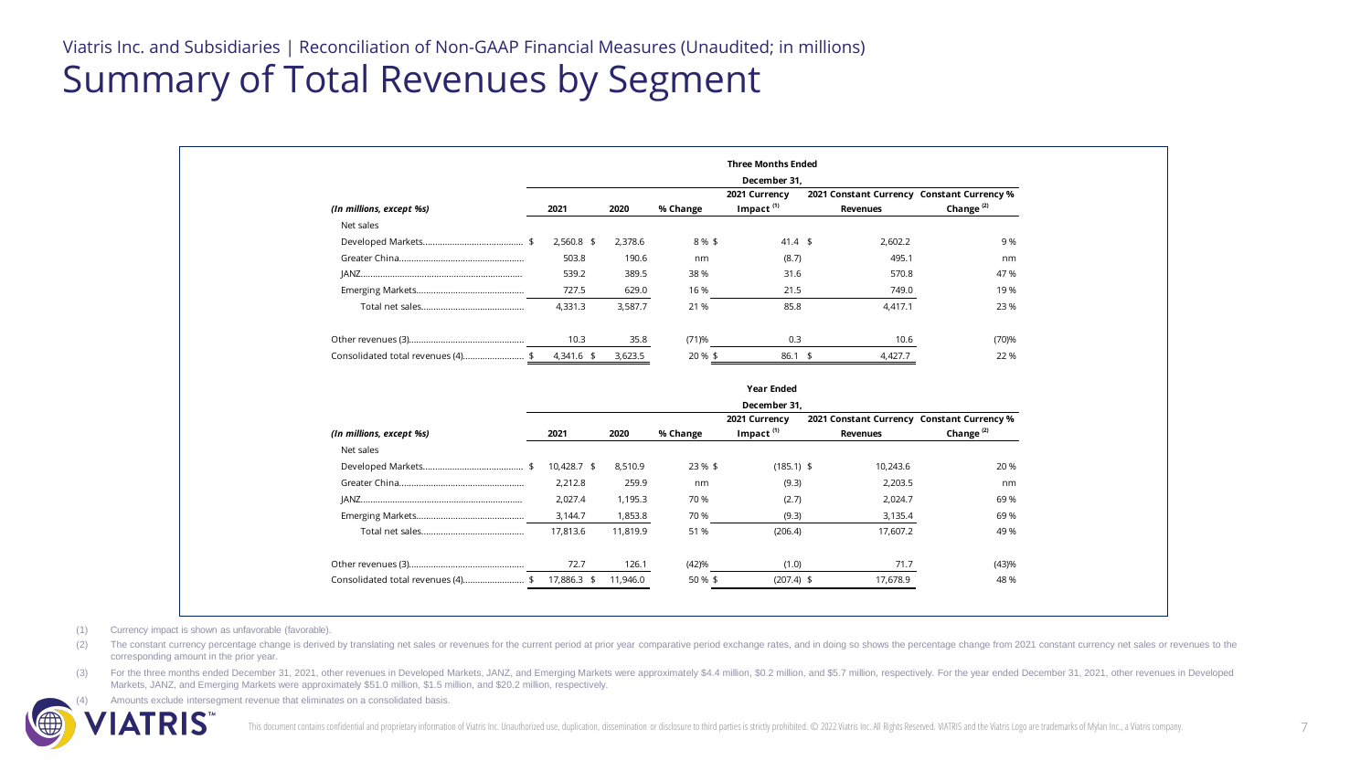Viatris Inc. and Subsidiaries | Reconciliation of Non-GAAP Financial Measures (Unaudited; in millions)

# Summary of Total Revenues by Segment

| | Three Months Ended December 31, | | | | | |
|---|---|---|---|---|---|---|
| *(In millions, except %s)* | 2021 | 2020 | % Change | 2021 Currency Impact [(1)] | 2021 Constant Currency Revenues | Constant Currency % Change [(2)] |
| Net sales | | | | | | |
| Developed Markets | $ 2,560.8 | $ 2,378.6 | 8 % | $ 41.4 | $ 2,602.2 | 9 % |
| Greater China | 503.8 | 190.6 | nm | (8.7) | 495.1 | nm |
| JANZ | 539.2 | 389.5 | 38 % | 31.6 | 570.8 | 47 % |
| Emerging Markets | 727.5 | 629.0 | 16 % | 21.5 | 749.0 | 19 % |
| Total net sales | 4,331.3 | 3,587.7 | 21 % | 85.8 | 4,417.1 | 23 % |
| Other revenues (3) | 10.3 | 35.8 | (71)% | 0.3 | 10.6 | (70)% |
| Consolidated total revenues (4) | $ 4,341.6 | $ 3,623.5 | 20 % | $ 86.1 | $ 4,427.7 | 22 % |

| | Year Ended December 31, | | | | | |
|---|---|---|---|---|---|---|
| *(In millions, except %s)* | 2021 | 2020 | % Change | 2021 Currency Impact [(1)] | 2021 Constant Currency Revenues | Constant Currency % Change [(2)] |
| Net sales | | | | | | |
| Developed Markets | $ 10,428.7 | $ 8,510.9 | 23 % | $ (185.1) | $ 10,243.6 | 20 % |
| Greater China | 2,212.8 | 259.9 | nm | (9.3) | 2,203.5 | nm |
| JANZ | 2,027.4 | 1,195.3 | 70 % | (2.7) | 2,024.7 | 69 % |
| Emerging Markets | 3,144.7 | 1,853.8 | 70 % | (9.3) | 3,135.4 | 69 % |
| Total net sales | 17,813.6 | 11,819.9 | 51 % | (206.4) | 17,607.2 | 49 % |
| Other revenues (3) | 72.7 | 126.1 | (42)% | (1.0) | 71.7 | (43)% |
| Consolidated total revenues (4) | $ 17,886.3 | $ 11,946.0 | 50 % | $ (207.4) | $ 17,678.9 | 48 % |

(1) Currency impact is shown as unfavorable (favorable).

(2) The constant currency percentage change is derived by translating net sales or revenues for the current period at prior year comparative period exchange rates, and in doing so shows the percentage change from 2021 constant currency net sales or revenues to the corresponding amount in the prior year.

(3) For the three months ended December 31, 2021, other revenues in Developed Markets, JANZ, and Emerging Markets were approximately $4.4 million, $0.2 million, and $5.7 million, respectively. For the year ended December 31, 2021, other revenues in Developed Markets, JANZ, and Emerging Markets were approximately $51.0 million, $1.5 million, and $20.2 million, respectively.

(4) Amounts exclude intersegment revenue that eliminates on a consolidated basis.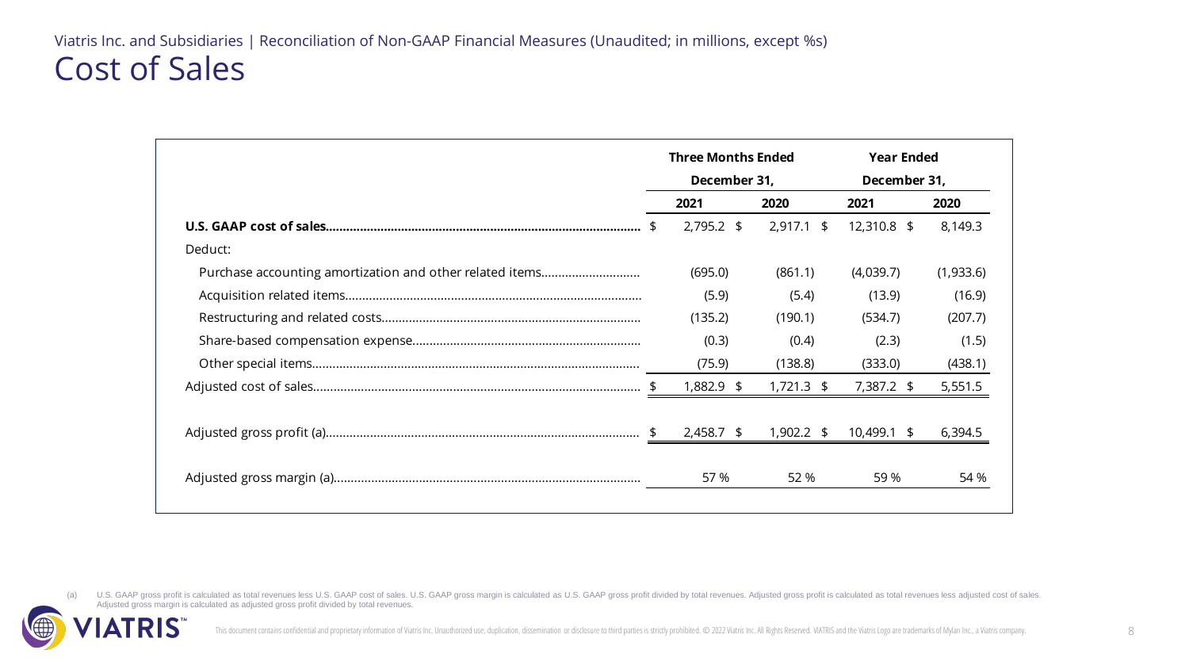Viatris Inc. and Subsidiaries | Reconciliation of Non-GAAP Financial Measures (Unaudited; in millions, except %s)

# Cost of Sales

| | Three Months Ended December 31, | | Year Ended December 31, | |
|---|---|---|---|---|
| | 2021 | 2020 | 2021 | 2020 |
| **U.S. GAAP cost of sales** | $ 2,795.2 | $ 2,917.1 | $ 12,310.8 | $ 8,149.3 |
| Deduct: | | | | |
| Purchase accounting amortization and other related items | (695.0) | (861.1) | (4,039.7) | (1,933.6) |
| Acquisition related items | (5.9) | (5.4) | (13.9) | (16.9) |
| Restructuring and related costs | (135.2) | (190.1) | (534.7) | (207.7) |
| Share-based compensation expense | (0.3) | (0.4) | (2.3) | (1.5) |
| Other special items | (75.9) | (138.8) | (333.0) | (438.1) |
| Adjusted cost of sales | $ 1,882.9 | $ 1,721.3 | $ 7,387.2 | $ 5,551.5 |
| | | | | |
| Adjusted gross profit (a) | $ 2,458.7 | $ 1,902.2 | $ 10,499.1 | $ 6,394.5 |
| | | | | |
| Adjusted gross margin (a) | 57 % | 52 % | 59 % | 54 % |

(a) U.S. GAAP gross profit is calculated as total revenues less U.S. GAAP cost of sales. U.S. GAAP gross margin is calculated as U.S. GAAP gross profit divided by total revenues. Adjusted gross profit is calculated as total revenues less adjusted cost of sales. Adjusted gross margin is calculated as adjusted gross profit divided by total revenues.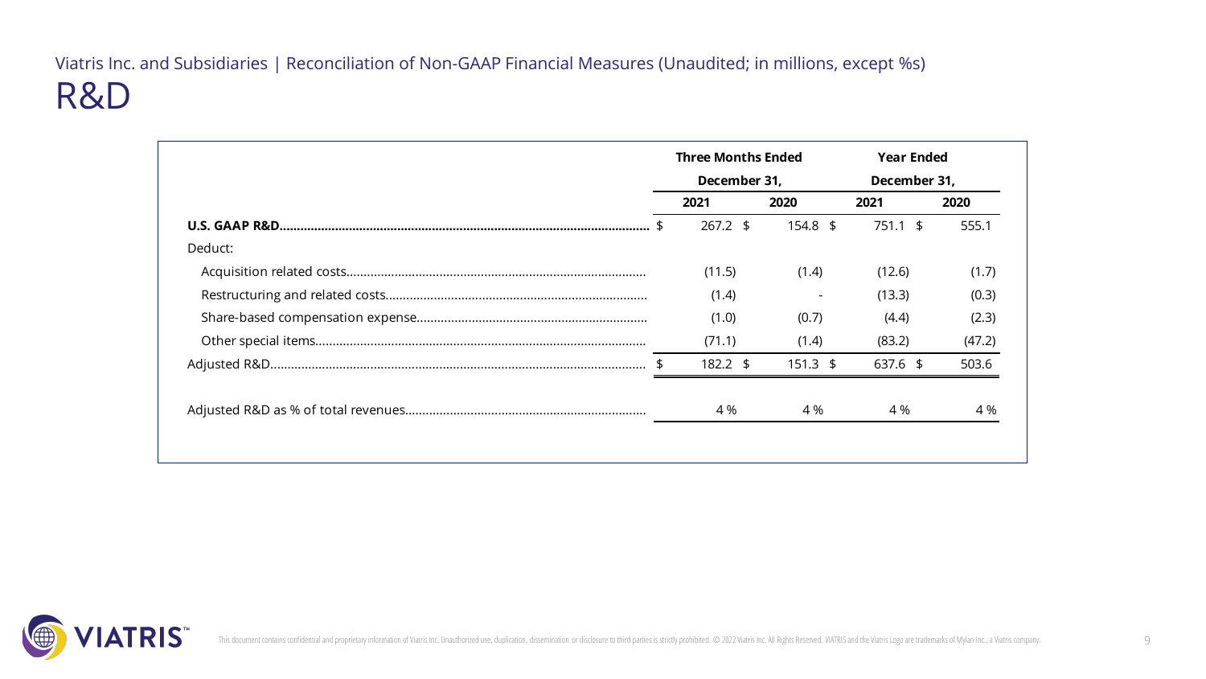Viatris Inc. and Subsidiaries | Reconciliation of Non-GAAP Financial Measures (Unaudited; in millions, except %s)

# R&D

| | Three Months Ended December 31, | | Year Ended December 31, | |
|---|---|---|---|---|
| | 2021 | 2020 | 2021 | 2020 |
| **U.S. GAAP R&D** | $ 267.2 | $ 154.8 | $ 751.1 | $ 555.1 |
| Deduct: | | | | |
| Acquisition related costs | (11.5) | (1.4) | (12.6) | (1.7) |
| Restructuring and related costs | (1.4) | - | (13.3) | (0.3) |
| Share-based compensation expense | (1.0) | (0.7) | (4.4) | (2.3) |
| Other special items | (71.1) | (1.4) | (83.2) | (47.2) |
| Adjusted R&D | $ 182.2 | $ 151.3 | $ 637.6 | $ 503.6 |
| Adjusted R&D as % of total revenues | 4 % | 4 % | 4 % | 4 % |

This document contains confidential and proprietary information of Viatris Inc. Unauthorized use, duplication, dissemination or disclosure to third parties is strictly prohibited. © 2022 Viatris Inc. All Rights Reserved. VIATRIS and the Viatris Logo are trademarks of Mylan Inc., a Viatris company.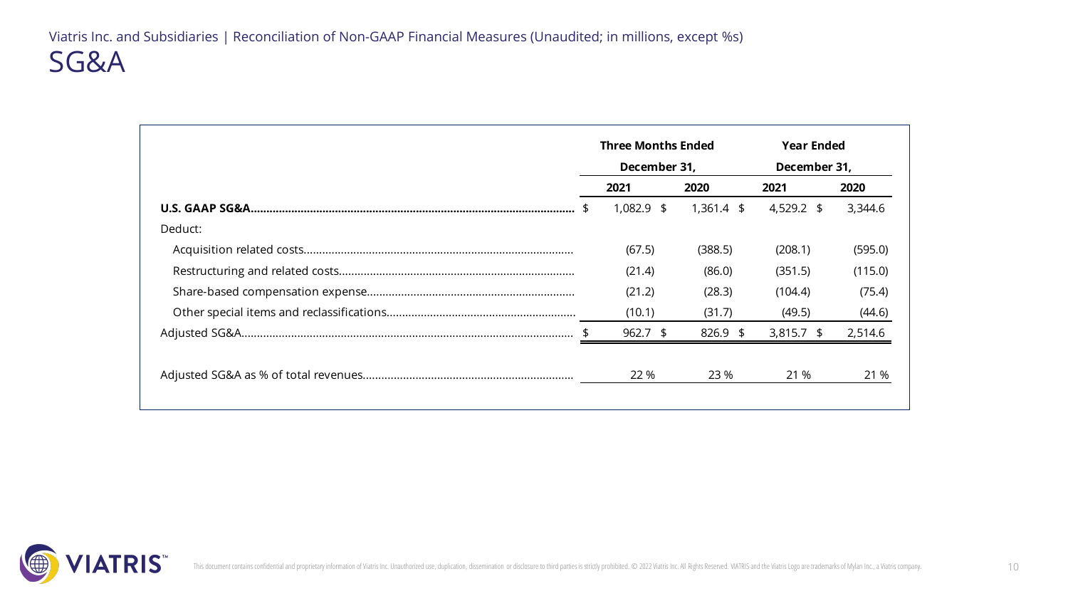Viatris Inc. and Subsidiaries | Reconciliation of Non-GAAP Financial Measures (Unaudited; in millions, except %s)

# SG&A

| | Three Months Ended December 31, | | Year Ended December 31, | |
|---|---|---|---|---|
| | 2021 | 2020 | 2021 | 2020 |
| **U.S. GAAP SG&A** | $ 1,082.9 | $ 1,361.4 | $ 4,529.2 | $ 3,344.6 |
| Deduct: | | | | |
| Acquisition related costs | (67.5) | (388.5) | (208.1) | (595.0) |
| Restructuring and related costs | (21.4) | (86.0) | (351.5) | (115.0) |
| Share-based compensation expense | (21.2) | (28.3) | (104.4) | (75.4) |
| Other special items and reclassifications | (10.1) | (31.7) | (49.5) | (44.6) |
| Adjusted SG&A | $ 962.7 | $ 826.9 | $ 3,815.7 | $ 2,514.6 |
| | | | | |
| Adjusted SG&A as % of total revenues | 22 % | 23 % | 21 % | 21 % |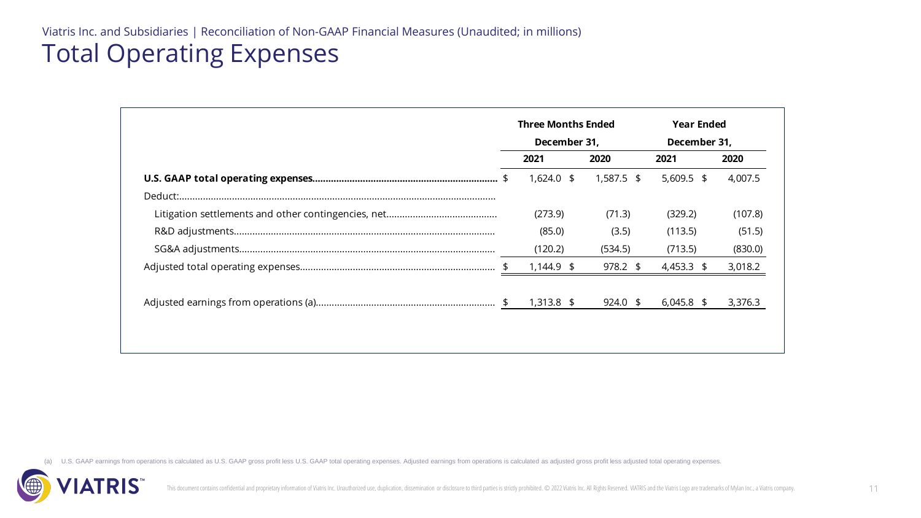Viatris Inc. and Subsidiaries | Reconciliation of Non-GAAP Financial Measures (Unaudited; in millions)

# Total Operating Expenses

| | Three Months Ended December 31, | | Year Ended December 31, | |
|---|---|---|---|---|
| | 2021 | 2020 | 2021 | 2020 |
| **U.S. GAAP total operating expenses** | $ 1,624.0 | $ 1,587.5 | $ 5,609.5 | $ 4,007.5 |
| Deduct: | | | | |
| Litigation settlements and other contingencies, net | (273.9) | (71.3) | (329.2) | (107.8) |
| R&D adjustments | (85.0) | (3.5) | (113.5) | (51.5) |
| SG&A adjustments | (120.2) | (534.5) | (713.5) | (830.0) |
| Adjusted total operating expenses | $ 1,144.9 | $ 978.2 | $ 4,453.3 | $ 3,018.2 |
| | | | | |
| Adjusted earnings from operations (a) | $ 1,313.8 | $ 924.0 | $ 6,045.8 | $ 3,376.3 |

(a) U.S. GAAP earnings from operations is calculated as U.S. GAAP gross profit less U.S. GAAP total operating expenses. Adjusted earnings from operations is calculated as adjusted gross profit less adjusted total operating expenses.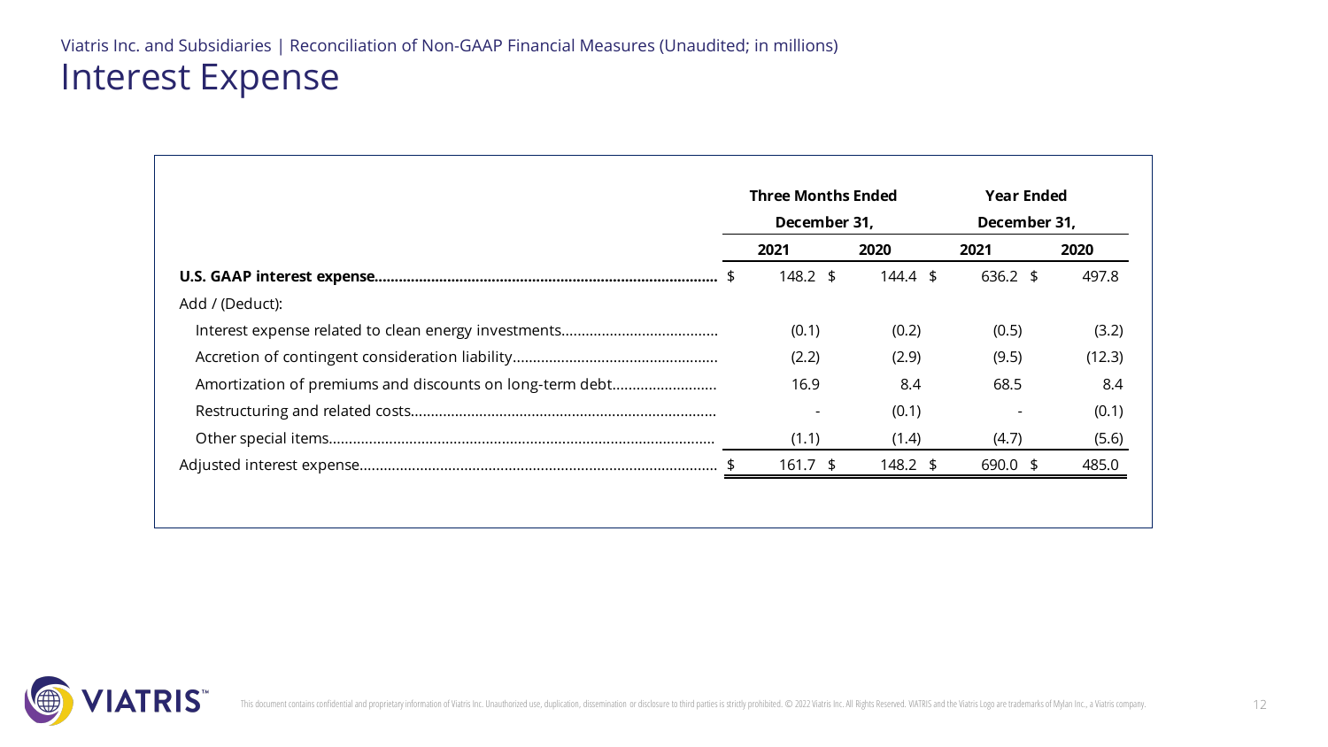Viatris Inc. and Subsidiaries | Reconciliation of Non-GAAP Financial Measures (Unaudited; in millions)

# Interest Expense

| | Three Months Ended December 31, | | Year Ended December 31, | |
|---|---|---|---|---|
| | 2021 | 2020 | 2021 | 2020 |
| **U.S. GAAP interest expense** | $ 148.2 | $ 144.4 | $ 636.2 | $ 497.8 |
| Add / (Deduct): | | | | |
| Interest expense related to clean energy investments | (0.1) | (0.2) | (0.5) | (3.2) |
| Accretion of contingent consideration liability | (2.2) | (2.9) | (9.5) | (12.3) |
| Amortization of premiums and discounts on long-term debt | 16.9 | 8.4 | 68.5 | 8.4 |
| Restructuring and related costs | - | (0.1) | - | (0.1) |
| Other special items | (1.1) | (1.4) | (4.7) | (5.6) |
| Adjusted interest expense | $ 161.7 | $ 148.2 | $ 690.0 | $ 485.0 |

This document contains confidential and proprietary information of Viatris Inc. Unauthorized use, duplication, dissemination or disclosure to third parties is strictly prohibited. © 2022 Viatris Inc. All Rights Reserved. VIATRIS and the Viatris Logo are trademarks of Mylan Inc., a Viatris company.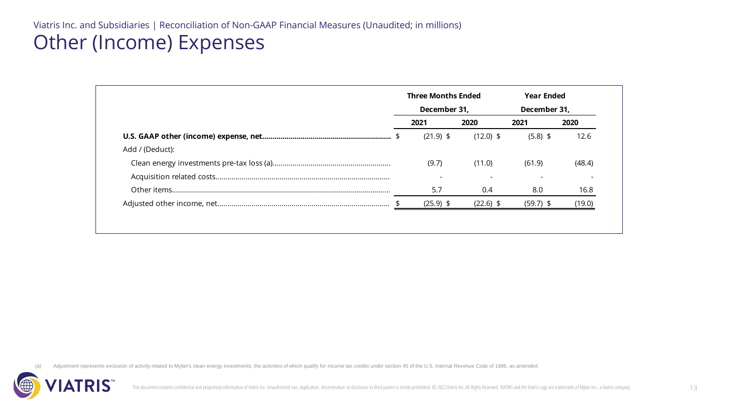Viatris Inc. and Subsidiaries | Reconciliation of Non-GAAP Financial Measures (Unaudited; in millions)

# Other (Income) Expenses

| | Three Months Ended December 31, | | Year Ended December 31, | |
|---|---|---|---|---|
| | 2021 | 2020 | 2021 | 2020 |
| **U.S. GAAP other (income) expense, net** | $ (21.9) | $ (12.0) | $ (5.8) | $ 12.6 |
| Add / (Deduct): | | | | |
| Clean energy investments pre-tax loss (a) | (9.7) | (11.0) | (61.9) | (48.4) |
| Acquisition related costs | - | - | - | - |
| Other items | 5.7 | 0.4 | 8.0 | 16.8 |
| Adjusted other income, net | $ (25.9) | $ (22.6) | $ (59.7) | $ (19.0) |

(a) Adjustment represents exclusion of activity related to Mylan's clean energy investments, the activities of which qualify for income tax credits under section 45 of the U.S. Internal Revenue Code of 1986, as amended.

This document contains confidential and proprietary information of Viatris Inc. Unauthorized use, duplication, dissemination or disclosure to third parties is strictly prohibited. © 2022 Viatris Inc. All Rights Reserved. VIATRIS and the Viatris Logo are trademarks of Mylan Inc., a Viatris company.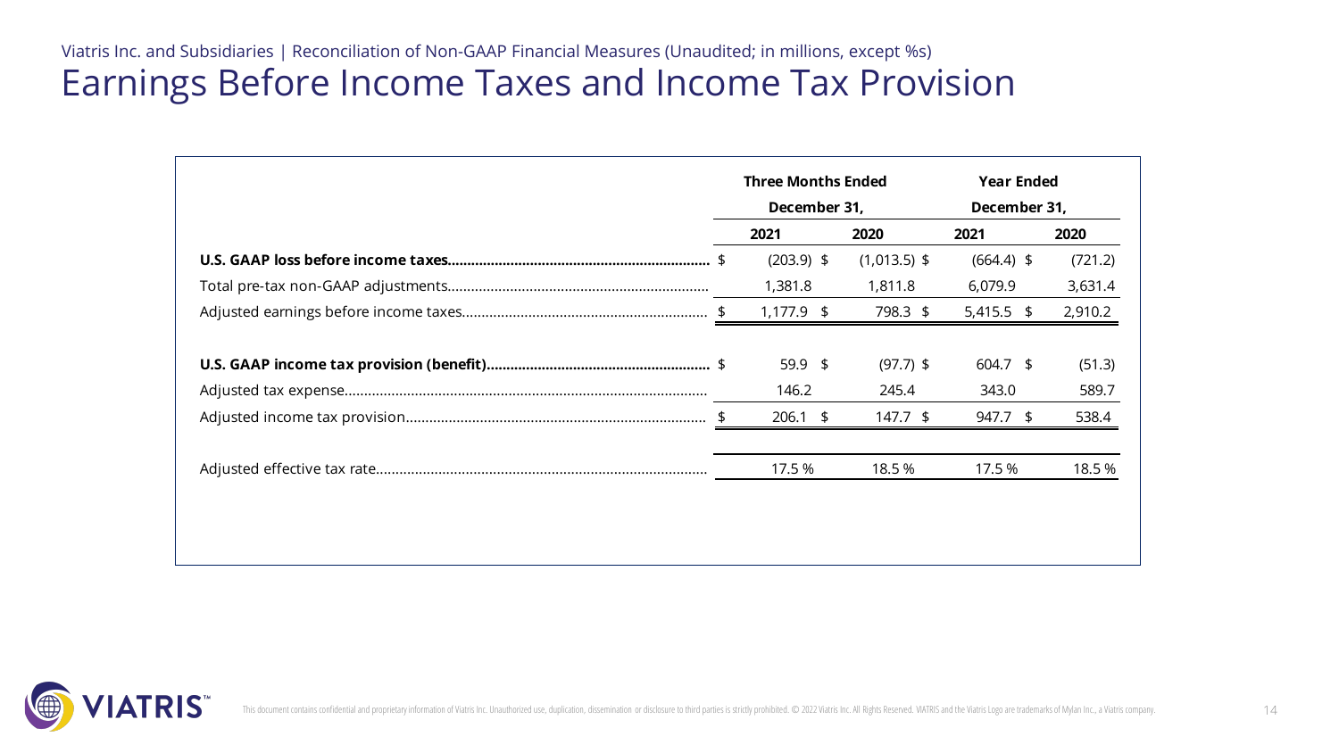Viatris Inc. and Subsidiaries | Reconciliation of Non-GAAP Financial Measures (Unaudited; in millions, except %s)

# Earnings Before Income Taxes and Income Tax Provision

| | Three Months Ended December 31, | | Year Ended December 31, | |
|---|---|---|---|---|
| | 2021 | 2020 | 2021 | 2020 |
| **U.S. GAAP loss before income taxes** | $ (203.9) | $ (1,013.5) | $ (664.4) | $ (721.2) |
| Total pre-tax non-GAAP adjustments | 1,381.8 | 1,811.8 | 6,079.9 | 3,631.4 |
| Adjusted earnings before income taxes | $ 1,177.9 | $ 798.3 | $ 5,415.5 | $ 2,910.2 |
| | | | | |
| **U.S. GAAP income tax provision (benefit)** | $ 59.9 | $ (97.7) | $ 604.7 | $ (51.3) |
| Adjusted tax expense | 146.2 | 245.4 | 343.0 | 589.7 |
| Adjusted income tax provision | $ 206.1 | $ 147.7 | $ 947.7 | $ 538.4 |
| | | | | |
| Adjusted effective tax rate | 17.5 % | 18.5 % | 17.5 % | 18.5 % |

This document contains confidential and proprietary information of Viatris Inc. Unauthorized use, duplication, dissemination or disclosure to third parties is strictly prohibited. © 2022 Viatris Inc. All Rights Reserved. VIATRIS and the Viatris Logo are trademarks of Mylan Inc., a Viatris company.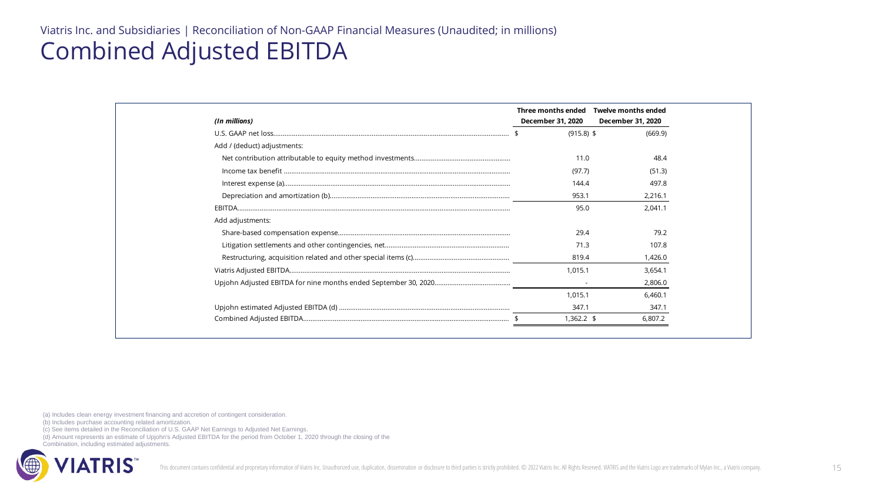Viatris Inc. and Subsidiaries | Reconciliation of Non-GAAP Financial Measures (Unaudited; in millions)

# Combined Adjusted EBITDA

| *(In millions)* | Three months ended December 31, 2020 | Twelve months ended December 31, 2020 |
|---|---|---|
| U.S. GAAP net loss | $ (915.8) | $ (669.9) |
| Add / (deduct) adjustments: | | |
| Net contribution attributable to equity method investments | 11.0 | 48.4 |
| Income tax benefit | (97.7) | (51.3) |
| Interest expense (a) | 144.4 | 497.8 |
| Depreciation and amortization (b) | 953.1 | 2,216.1 |
| EBITDA | 95.0 | 2,041.1 |
| Add adjustments: | | |
| Share-based compensation expense | 29.4 | 79.2 |
| Litigation settlements and other contingencies, net | 71.3 | 107.8 |
| Restructuring, acquisition related and other special items (c) | 819.4 | 1,426.0 |
| Viatris Adjusted EBITDA | 1,015.1 | 3,654.1 |
| Upjohn Adjusted EBITDA for nine months ended September 30, 2020 | - | 2,806.0 |
| | 1,015.1 | 6,460.1 |
| Upjohn estimated Adjusted EBITDA (d) | 347.1 | 347.1 |
| Combined Adjusted EBITDA | $ 1,362.2 | $ 6,807.2 |

(a) Includes clean energy investment financing and accretion of contingent consideration.
(b) Includes purchase accounting related amortization.
(c) See items detailed in the Reconciliation of U.S. GAAP Net Earnings to Adjusted Net Earnings.
(d) Amount represents an estimate of Upjohn's Adjusted EBITDA for the period from October 1, 2020 through the closing of the Combination, including estimated adjustments.

This document contains confidential and proprietary information of Viatris Inc. Unauthorized use, duplication, dissemination or disclosure to third parties is strictly prohibited. © 2022 Viatris Inc. All Rights Reserved. VIATRIS and the Viatris Logo are trademarks of Mylan Inc., a Viatris company.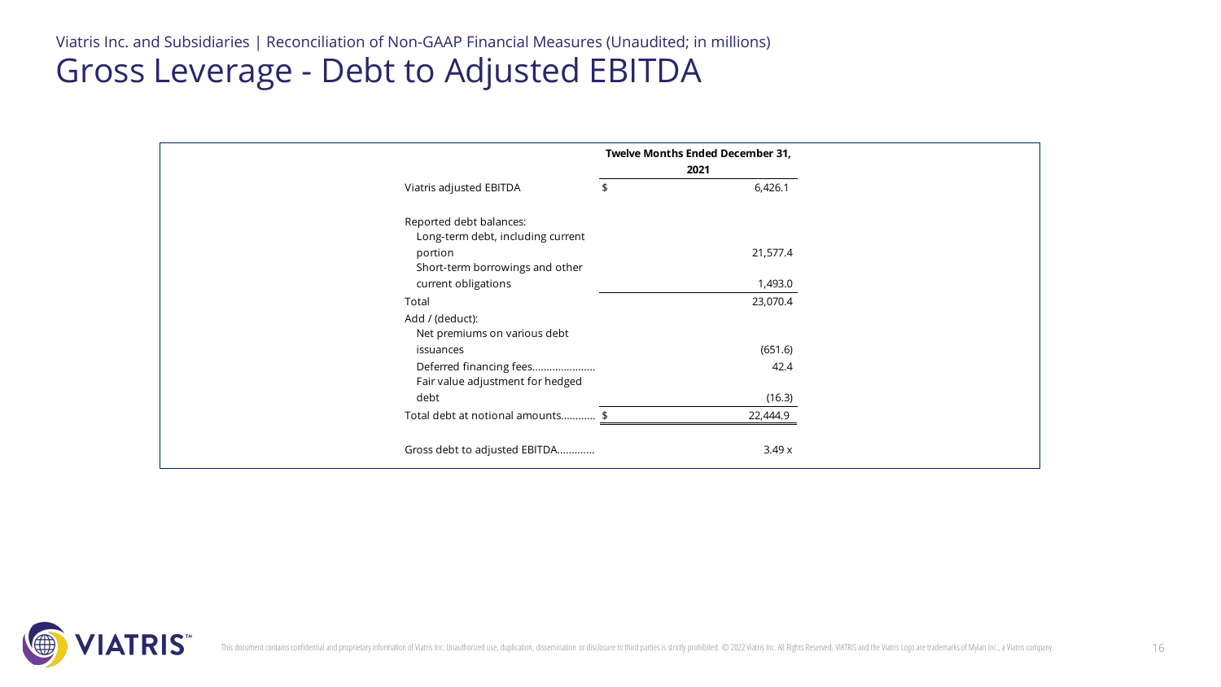Viatris Inc. and Subsidiaries | Reconciliation of Non-GAAP Financial Measures (Unaudited; in millions)

# Gross Leverage - Debt to Adjusted EBITDA

| | Twelve Months Ended December 31, 2021 |
|---|---|
| Viatris adjusted EBITDA | $ 6,426.1 |
| Reported debt balances: | |
| Long-term debt, including current portion | 21,577.4 |
| Short-term borrowings and other current obligations | 1,493.0 |
| Total | 23,070.4 |
| Add / (deduct): | |
| Net premiums on various debt issuances | (651.6) |
| Deferred financing fees | 42.4 |
| Fair value adjustment for hedged debt | (16.3) |
| Total debt at notional amounts | $ 22,444.9 |
| Gross debt to adjusted EBITDA | 3.49 x |

This document contains confidential and proprietary information of Viatris Inc. Unauthorized use, duplication, dissemination or disclosure to third parties is strictly prohibited. © 2022 Viatris Inc. All Rights Reserved. VIATRIS and the Viatris Logo are trademarks of Mylan Inc., a Viatris company.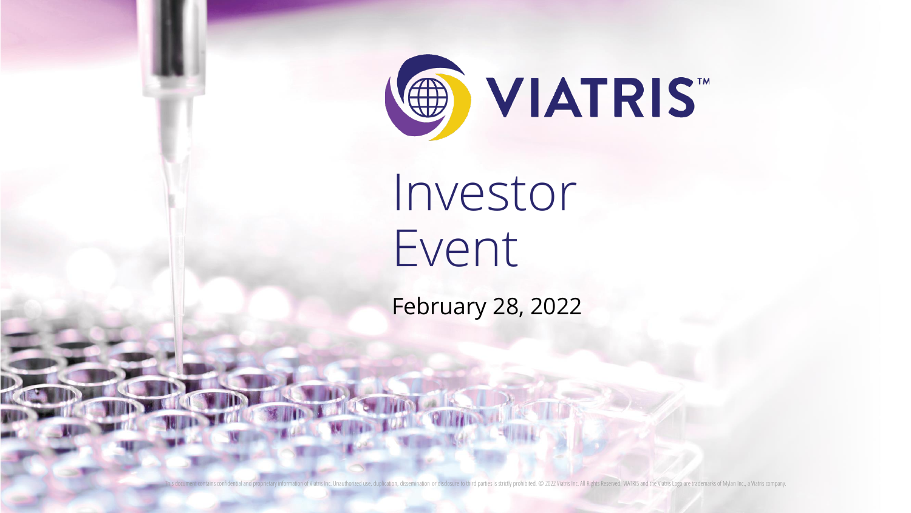VIATRIS™

# Investor Event

February 28, 2022

This document contains confidential and proprietary information of Viatris Inc. Unauthorized use, duplication, dissemination or disclosure to third parties is strictly prohibited. © 2022 Viatris Inc. All Rights Reserved. VIATRIS and the Viatris Logo are trademarks of Mylan Inc., a Viatris company.